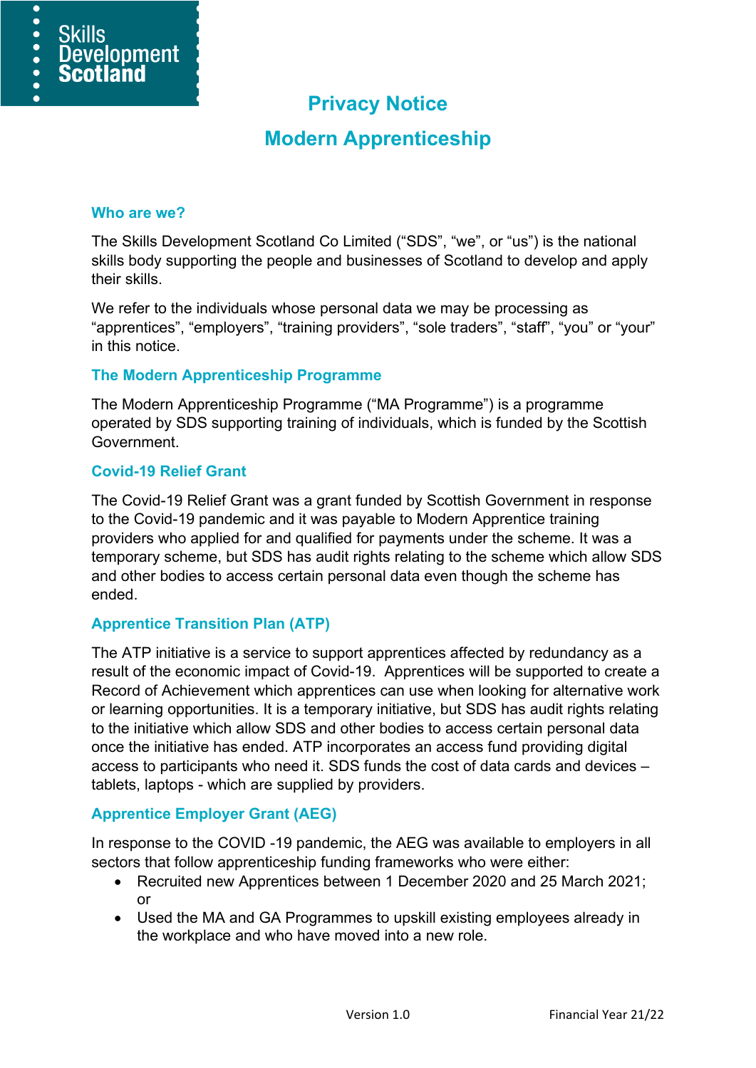# Privacy Notice

# Modern Apprenticeship

## Who are we?

The Skills Development Scotland Co Limited ("SDS", "we", or "us") is the national skills body supporting the people and businesses of Scotland to develop and apply their skills.

We refer to the individuals whose personal data we may be processing as "apprentices", "employers", "training providers", "sole traders", "staff", "you" or "your" in this notice.

## The Modern Apprenticeship Programme

The Modern Apprenticeship Programme ("MA Programme") is a programme operated by SDS supporting training of individuals, which is funded by the Scottish Government.

## Covid-19 Relief Grant

The Covid-19 Relief Grant was a grant funded by Scottish Government in response to the Covid-19 pandemic and it was payable to Modern Apprentice training providers who applied for and qualified for payments under the scheme. It was a temporary scheme, but SDS has audit rights relating to the scheme which allow SDS and other bodies to access certain personal data even though the scheme has ended.

## Apprentice Transition Plan (ATP)

The ATP initiative is a service to support apprentices affected by redundancy as a result of the economic impact of Covid-19. Apprentices will be supported to create a Record of Achievement which apprentices can use when looking for alternative work or learning opportunities. It is a temporary initiative, but SDS has audit rights relating to the initiative which allow SDS and other bodies to access certain personal data once the initiative has ended. ATP incorporates an access fund providing digital access to participants who need it. SDS funds the cost of data cards and devices – tablets, laptops - which are supplied by providers.

## Apprentice Employer Grant (AEG)

In response to the COVID -19 pandemic, the AEG was available to employers in all sectors that follow apprenticeship funding frameworks who were either:

- Recruited new Apprentices between 1 December 2020 and 25 March 2021; or
- Used the MA and GA Programmes to upskill existing employees already in the workplace and who have moved into a new role.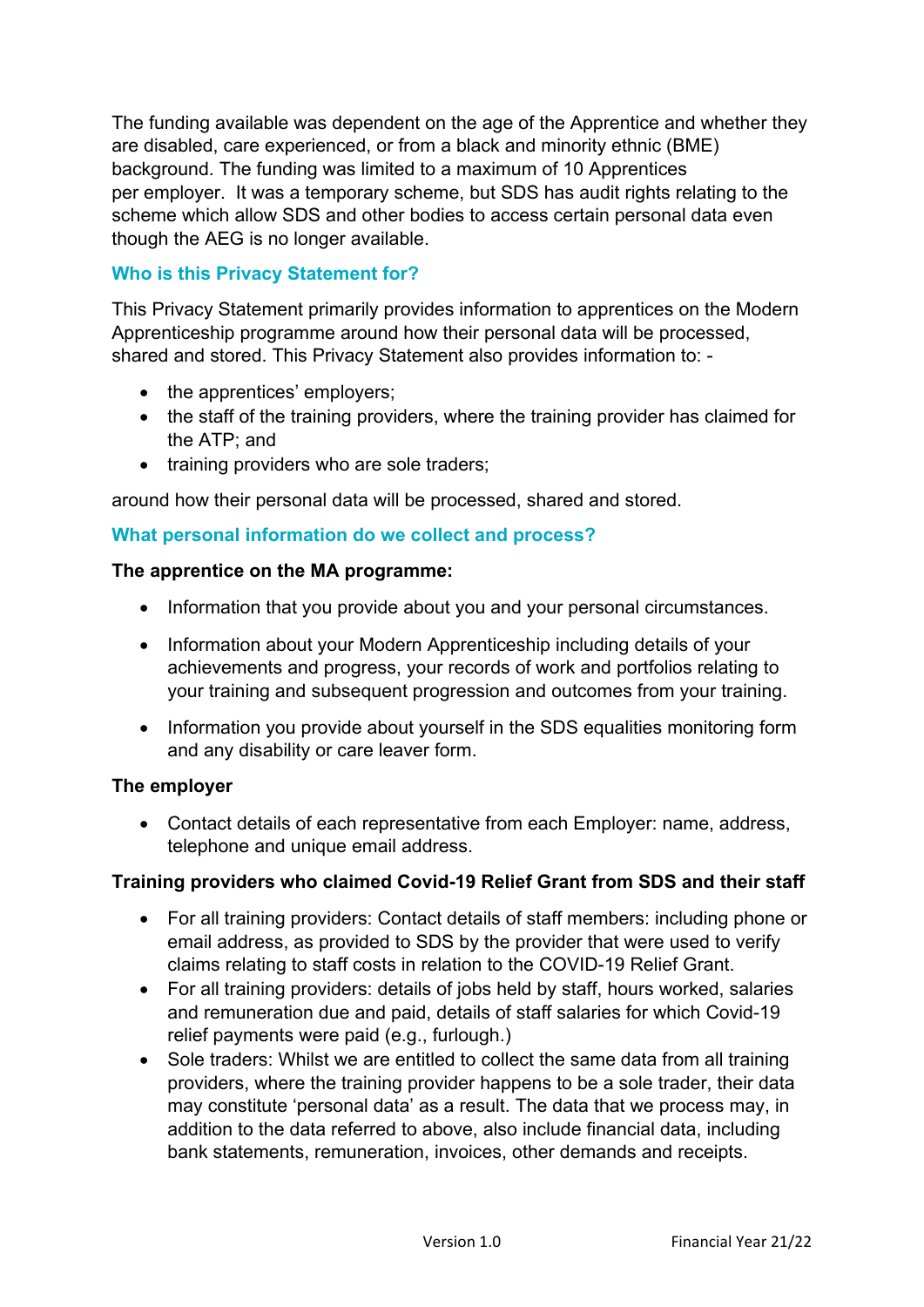The funding available was dependent on the age of the Apprentice and whether they are disabled, care experienced, or from a black and minority ethnic (BME) background. The funding was limited to a maximum of 10 Apprentices per employer. It was a temporary scheme, but SDS has audit rights relating to the scheme which allow SDS and other bodies to access certain personal data even though the AEG is no longer available.

### Who is this Privacy Statement for?

This Privacy Statement primarily provides information to apprentices on the Modern Apprenticeship programme around how their personal data will be processed, shared and stored. This Privacy Statement also provides information to: -

- the apprentices' employers;
- the staff of the training providers, where the training provider has claimed for the ATP; and
- training providers who are sole traders;

around how their personal data will be processed, shared and stored.

### What personal information do we collect and process?

**The apprentice on the MA programme:**

- Information that you provide about you and your personal circumstances.
- Information about your Modern Apprenticeship including details of your achievements and progress, your records of work and portfolios relating to your training and subsequent progression and outcomes from your training.
- Information you provide about yourself in the SDS equalities monitoring form and any disability or care leaver form.

**The employer**

- Contact details of each representative from each Employer: name, address, telephone and unique email address.

**Training providers who claimed Covid-19 Relief Grant from SDS and their staff**

- For all training providers: Contact details of staff members: including phone or email address, as provided to SDS by the provider that were used to verify claims relating to staff costs in relation to the COVID-19 Relief Grant.
- For all training providers: details of jobs held by staff, hours worked, salaries and remuneration due and paid, details of staff salaries for which Covid-19 relief payments were paid (e.g., furlough.)
- Sole traders: Whilst we are entitled to collect the same data from all training providers, where the training provider happens to be a sole trader, their data may constitute 'personal data' as a result. The data that we process may, in addition to the data referred to above, also include financial data, including bank statements, remuneration, invoices, other demands and receipts.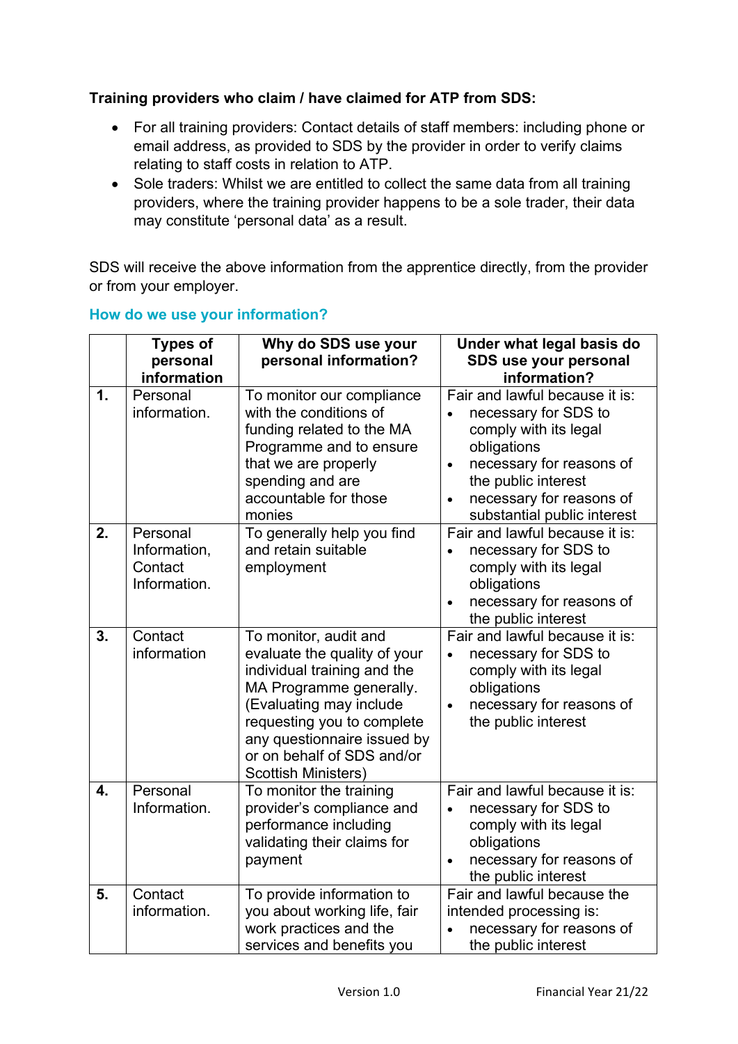**Training providers who claim / have claimed for ATP from SDS:**

- For all training providers: Contact details of staff members: including phone or email address, as provided to SDS by the provider in order to verify claims relating to staff costs in relation to ATP.
- Sole traders: Whilst we are entitled to collect the same data from all training providers, where the training provider happens to be a sole trader, their data may constitute 'personal data' as a result.

SDS will receive the above information from the apprentice directly, from the provider or from your employer.

### How do we use your information?

| | Types of personal information | Why do SDS use your personal information? | Under what legal basis do SDS use your personal information? |
|---|---|---|---|
| **1.** | Personal information. | To monitor our compliance with the conditions of funding related to the MA Programme and to ensure that we are properly spending and are accountable for those monies | Fair and lawful because it is:<br>• necessary for SDS to comply with its legal obligations<br>• necessary for reasons of the public interest<br>• necessary for reasons of substantial public interest |
| **2.** | Personal Information, Contact Information. | To generally help you find and retain suitable employment | Fair and lawful because it is:<br>• necessary for SDS to comply with its legal obligations<br>• necessary for reasons of the public interest |
| **3.** | Contact information | To monitor, audit and evaluate the quality of your individual training and the MA Programme generally. (Evaluating may include requesting you to complete any questionnaire issued by or on behalf of SDS and/or Scottish Ministers) | Fair and lawful because it is:<br>• necessary for SDS to comply with its legal obligations<br>• necessary for reasons of the public interest |
| **4.** | Personal Information. | To monitor the training provider's compliance and performance including validating their claims for payment | Fair and lawful because it is:<br>• necessary for SDS to comply with its legal obligations<br>• necessary for reasons of the public interest |
| **5.** | Contact information. | To provide information to you about working life, fair work practices and the services and benefits you | Fair and lawful because the intended processing is:<br>• necessary for reasons of the public interest |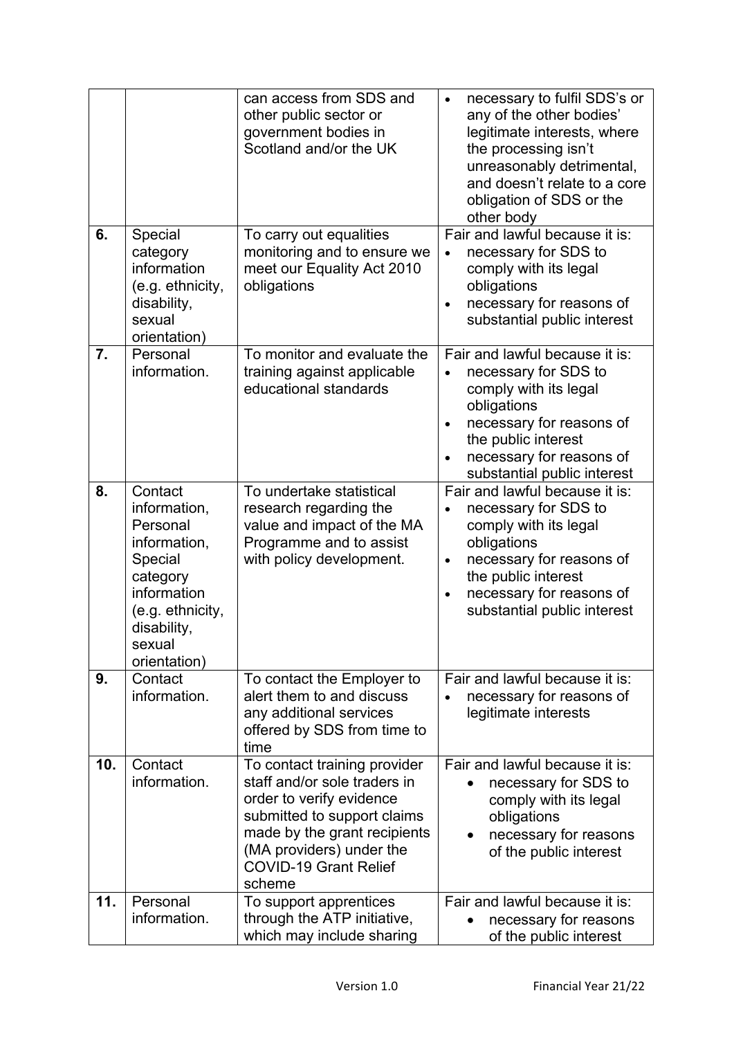| | | | |
|---|---|---|---|
| | | can access from SDS and other public sector or government bodies in Scotland and/or the UK | • necessary to fulfil SDS's or any of the other bodies' legitimate interests, where the processing isn't unreasonably detrimental, and doesn't relate to a core obligation of SDS or the other body |
| **6.** | Special category information (e.g. ethnicity, disability, sexual orientation) | To carry out equalities monitoring and to ensure we meet our Equality Act 2010 obligations | Fair and lawful because it is: • necessary for SDS to comply with its legal obligations • necessary for reasons of substantial public interest |
| **7.** | Personal information. | To monitor and evaluate the training against applicable educational standards | Fair and lawful because it is: • necessary for SDS to comply with its legal obligations • necessary for reasons of the public interest • necessary for reasons of substantial public interest |
| **8.** | Contact information, Personal information, Special category information (e.g. ethnicity, disability, sexual orientation) | To undertake statistical research regarding the value and impact of the MA Programme and to assist with policy development. | Fair and lawful because it is: • necessary for SDS to comply with its legal obligations • necessary for reasons of the public interest • necessary for reasons of substantial public interest |
| **9.** | Contact information. | To contact the Employer to alert them to and discuss any additional services offered by SDS from time to time | Fair and lawful because it is: • necessary for reasons of legitimate interests |
| **10.** | Contact information. | To contact training provider staff and/or sole traders in order to verify evidence submitted to support claims made by the grant recipients (MA providers) under the COVID-19 Grant Relief scheme | Fair and lawful because it is: • necessary for SDS to comply with its legal obligations • necessary for reasons of the public interest |
| **11.** | Personal information. | To support apprentices through the ATP initiative, which may include sharing | Fair and lawful because it is: • necessary for reasons of the public interest |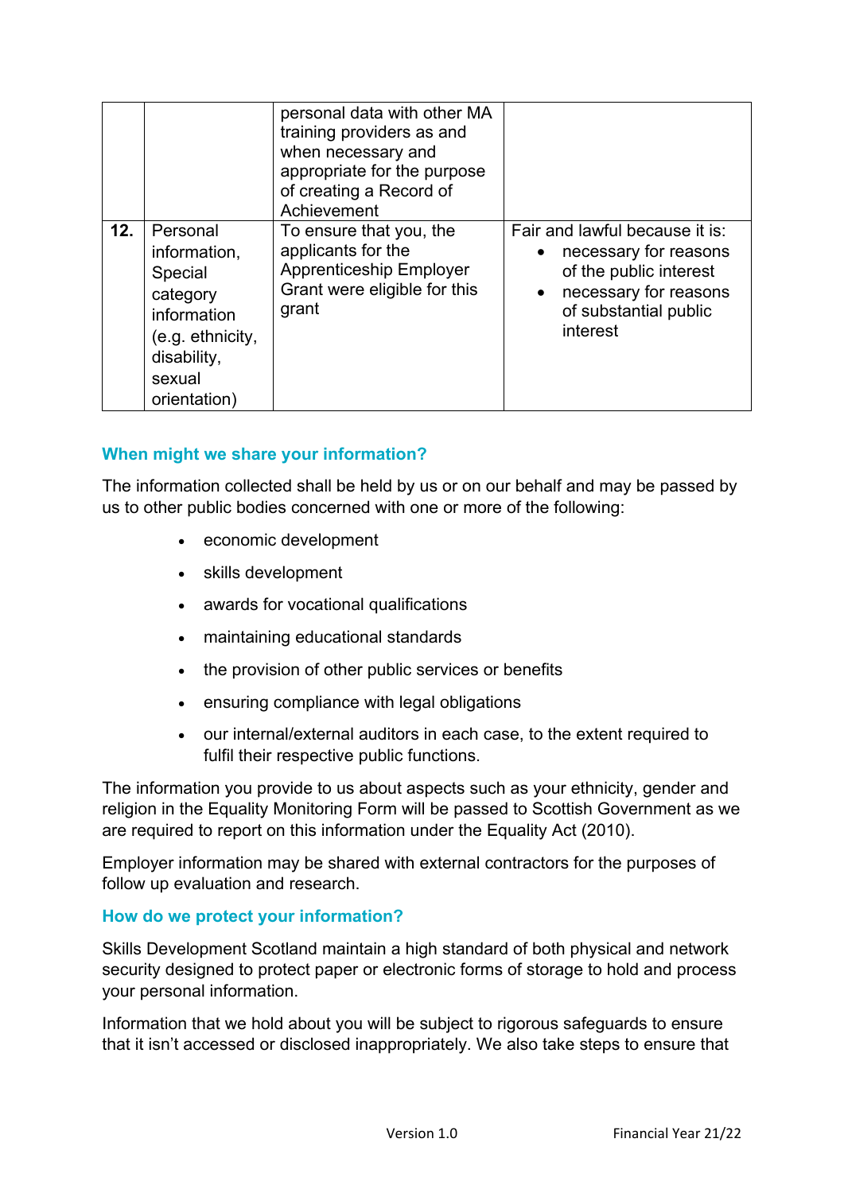| | | | |
|---|---|---|---|
| | | personal data with other MA training providers as and when necessary and appropriate for the purpose of creating a Record of Achievement | |
| **12.** | Personal information, Special category information (e.g. ethnicity, disability, sexual orientation) | To ensure that you, the applicants for the Apprenticeship Employer Grant were eligible for this grant | Fair and lawful because it is:<br>• necessary for reasons of the public interest<br>• necessary for reasons of substantial public interest |

## When might we share your information?

The information collected shall be held by us or on our behalf and may be passed by us to other public bodies concerned with one or more of the following:

- economic development
- skills development
- awards for vocational qualifications
- maintaining educational standards
- the provision of other public services or benefits
- ensuring compliance with legal obligations
- our internal/external auditors in each case, to the extent required to fulfil their respective public functions.

The information you provide to us about aspects such as your ethnicity, gender and religion in the Equality Monitoring Form will be passed to Scottish Government as we are required to report on this information under the Equality Act (2010).

Employer information may be shared with external contractors for the purposes of follow up evaluation and research.

## How do we protect your information?

Skills Development Scotland maintain a high standard of both physical and network security designed to protect paper or electronic forms of storage to hold and process your personal information.

Information that we hold about you will be subject to rigorous safeguards to ensure that it isn't accessed or disclosed inappropriately. We also take steps to ensure that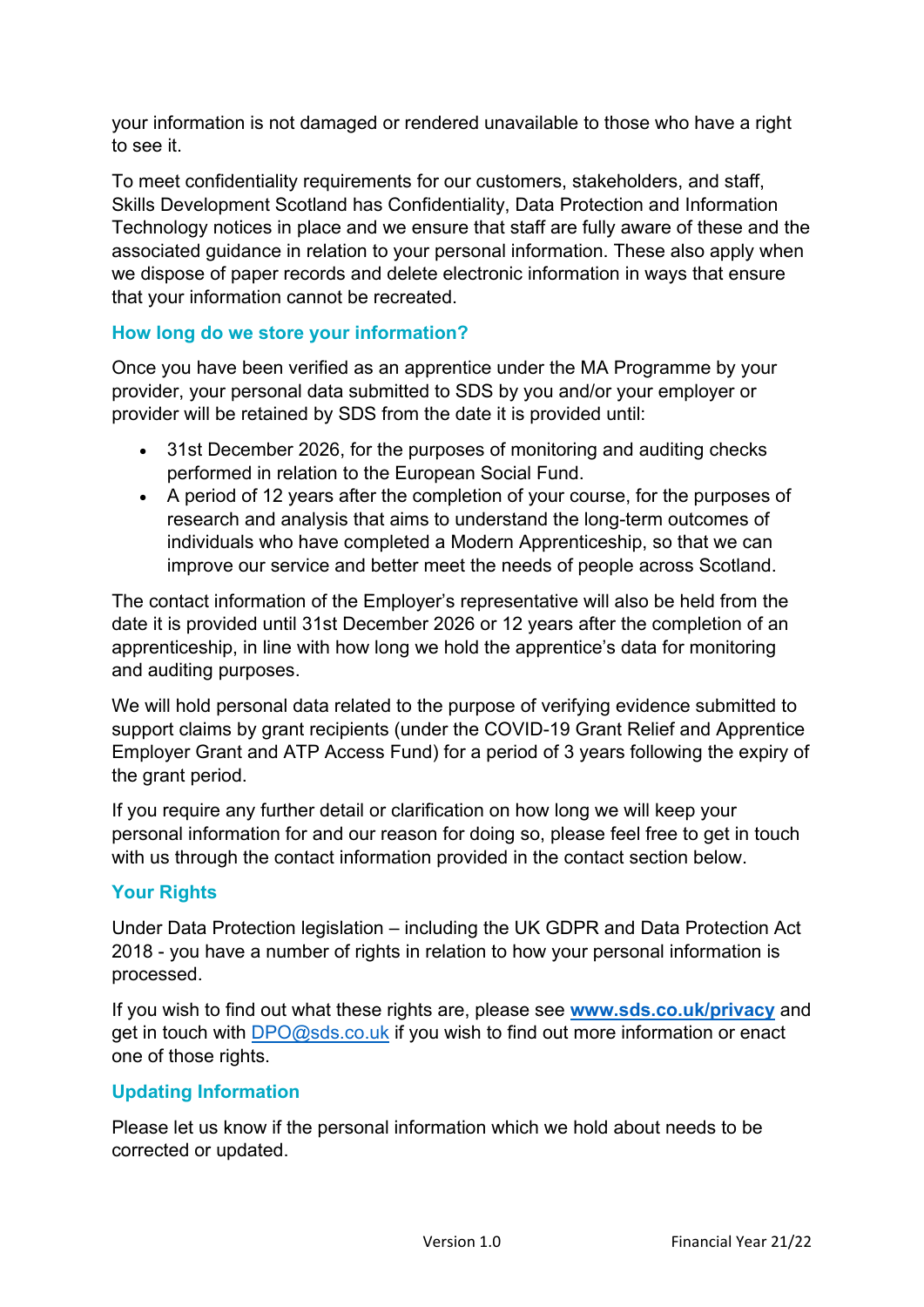your information is not damaged or rendered unavailable to those who have a right to see it.

To meet confidentiality requirements for our customers, stakeholders, and staff, Skills Development Scotland has Confidentiality, Data Protection and Information Technology notices in place and we ensure that staff are fully aware of these and the associated guidance in relation to your personal information. These also apply when we dispose of paper records and delete electronic information in ways that ensure that your information cannot be recreated.

### How long do we store your information?

Once you have been verified as an apprentice under the MA Programme by your provider, your personal data submitted to SDS by you and/or your employer or provider will be retained by SDS from the date it is provided until:

- 31st December 2026, for the purposes of monitoring and auditing checks performed in relation to the European Social Fund.
- A period of 12 years after the completion of your course, for the purposes of research and analysis that aims to understand the long-term outcomes of individuals who have completed a Modern Apprenticeship, so that we can improve our service and better meet the needs of people across Scotland.

The contact information of the Employer's representative will also be held from the date it is provided until 31st December 2026 or 12 years after the completion of an apprenticeship, in line with how long we hold the apprentice's data for monitoring and auditing purposes.

We will hold personal data related to the purpose of verifying evidence submitted to support claims by grant recipients (under the COVID-19 Grant Relief and Apprentice Employer Grant and ATP Access Fund) for a period of 3 years following the expiry of the grant period.

If you require any further detail or clarification on how long we will keep your personal information for and our reason for doing so, please feel free to get in touch with us through the contact information provided in the contact section below.

### Your Rights

Under Data Protection legislation – including the UK GDPR and Data Protection Act 2018 - you have a number of rights in relation to how your personal information is processed.

If you wish to find out what these rights are, please see **www.sds.co.uk/privacy** and get in touch with DPO@sds.co.uk if you wish to find out more information or enact one of those rights.

### Updating Information

Please let us know if the personal information which we hold about needs to be corrected or updated.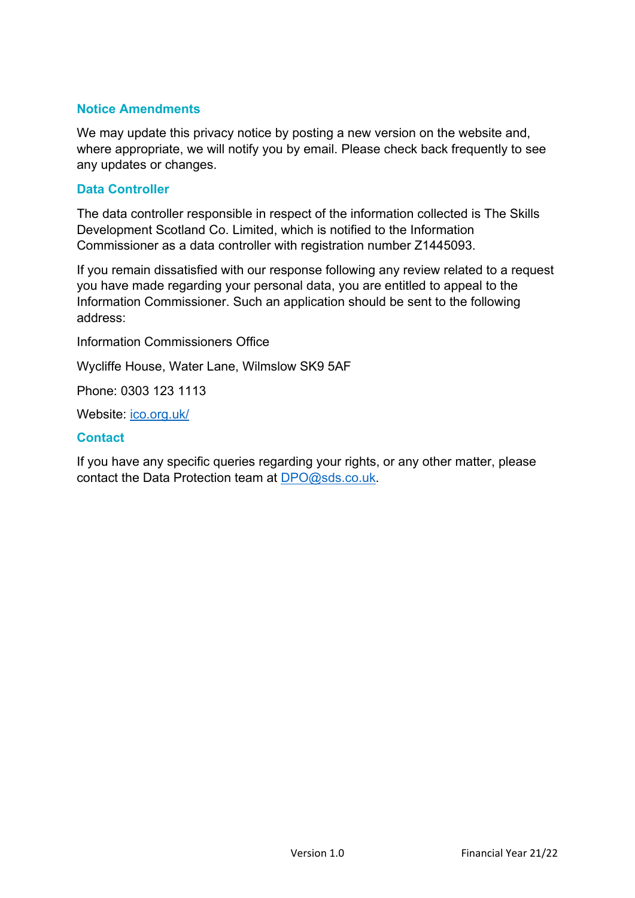## Notice Amendments

We may update this privacy notice by posting a new version on the website and, where appropriate, we will notify you by email. Please check back frequently to see any updates or changes.

## Data Controller

The data controller responsible in respect of the information collected is The Skills Development Scotland Co. Limited, which is notified to the Information Commissioner as a data controller with registration number Z1445093.

If you remain dissatisfied with our response following any review related to a request you have made regarding your personal data, you are entitled to appeal to the Information Commissioner. Such an application should be sent to the following address:

Information Commissioners Office

Wycliffe House, Water Lane, Wilmslow SK9 5AF

Phone: 0303 123 1113

Website: ico.org.uk/

## Contact

If you have any specific queries regarding your rights, or any other matter, please contact the Data Protection team at DPO@sds.co.uk.

Version 1.0 Financial Year 21/22